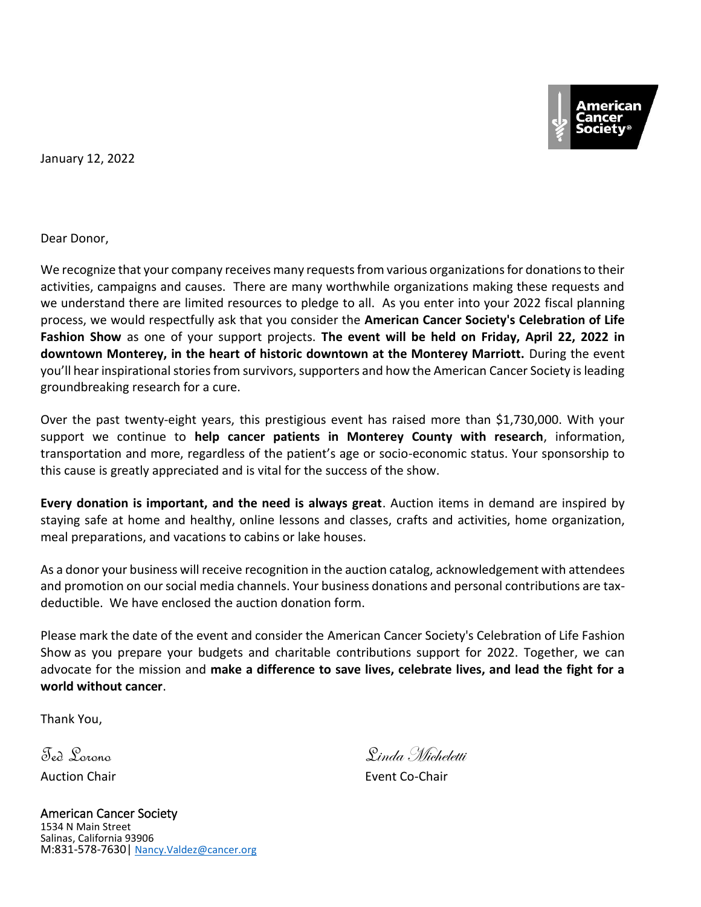American Cancer Society®

January 12, 2022

Dear Donor,

We recognize that your company receives many requests from various organizations for donations to their activities, campaigns and causes. There are many worthwhile organizations making these requests and we understand there are limited resources to pledge to all. As you enter into your 2022 fiscal planning process, we would respectfully ask that you consider the **American Cancer Society's Celebration of Life Fashion Show** as one of your support projects. **The event will be held on Friday, April 22, 2022 in downtown Monterey, in the heart of historic downtown at the Monterey Marriott.** During the event you'll hear inspirational stories from survivors, supporters and how the American Cancer Society is leading groundbreaking research for a cure.

Over the past twenty-eight years, this prestigious event has raised more than $1,730,000. With your support we continue to **help cancer patients in Monterey County with research**, information, transportation and more, regardless of the patient's age or socio-economic status. Your sponsorship to this cause is greatly appreciated and is vital for the success of the show.

**Every donation is important, and the need is always great**. Auction items in demand are inspired by staying safe at home and healthy, online lessons and classes, crafts and activities, home organization, meal preparations, and vacations to cabins or lake houses.

As a donor your business will receive recognition in the auction catalog, acknowledgement with attendees and promotion on our social media channels. Your business donations and personal contributions are tax-deductible. We have enclosed the auction donation form.

Please mark the date of the event and consider the American Cancer Society's Celebration of Life Fashion Show as you prepare your budgets and charitable contributions support for 2022. Together, we can advocate for the mission and **make a difference to save lives, celebrate lives, and lead the fight for a world without cancer**.

Thank You,

*Ted Lorono*
Auction Chair

*Linda Micheletti*
Event Co-Chair

American Cancer Society
1534 N Main Street
Salinas, California 93906
M:831-578-7630| Nancy.Valdez@cancer.org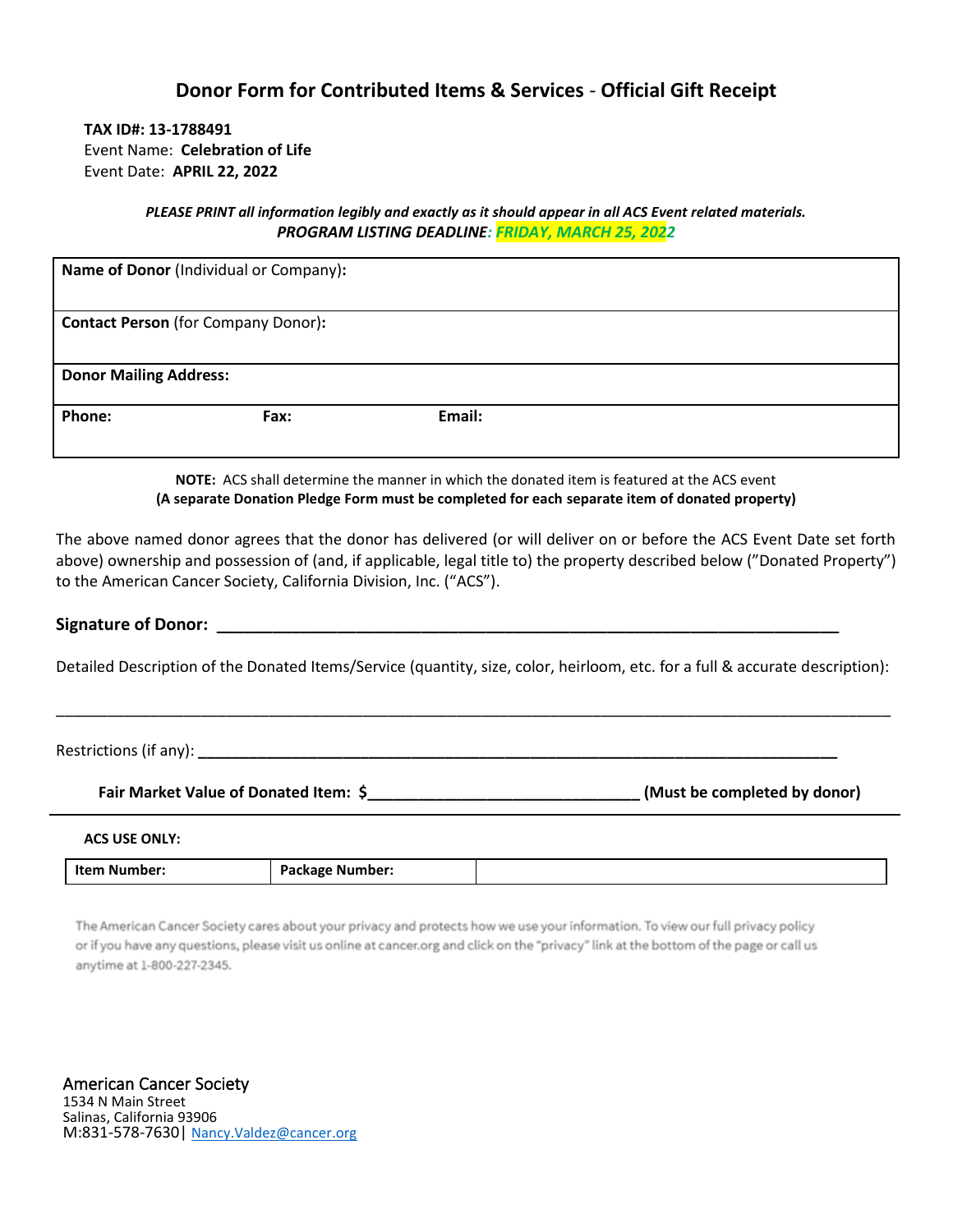# Donor Form for Contributed Items & Services - Official Gift Receipt

**TAX ID#: 13-1788491**
Event Name: **Celebration of Life**
Event Date: **APRIL 22, 2022**

***PLEASE PRINT all information legibly and exactly as it should appear in all ACS Event related materials.***
***PROGRAM LISTING DEADLINE: FRIDAY, MARCH 25, 2022***

| | | |
|---|---|---|
| **Name of Donor** (Individual or Company)**:** | | |
| **Contact Person** (for Company Donor)**:** | | |
| **Donor Mailing Address:** | | |
| **Phone:** | **Fax:** | **Email:** |

**NOTE:** ACS shall determine the manner in which the donated item is featured at the ACS event
**(A separate Donation Pledge Form must be completed for each separate item of donated property)**

The above named donor agrees that the donor has delivered (or will deliver on or before the ACS Event Date set forth above) ownership and possession of (and, if applicable, legal title to) the property described below ("Donated Property") to the American Cancer Society, California Division, Inc. ("ACS").

**Signature of Donor: ___________________________________________________________________**

Detailed Description of the Donated Items/Service (quantity, size, color, heirloom, etc. for a full & accurate description):

_____________________________________________________________________________________________

Restrictions (if any): **_______________________________________________________________________**

**Fair Market Value of Donated Item: $______________________________ (Must be completed by donor)**

**ACS USE ONLY:**

| | | |
|---|---|---|
| **Item Number:** | **Package Number:** | |

The American Cancer Society cares about your privacy and protects how we use your information. To view our full privacy policy or if you have any questions, please visit us online at cancer.org and click on the "privacy" link at the bottom of the page or call us anytime at 1-800-227-2345.

American Cancer Society
1534 N Main Street
Salinas, California 93906
M:831-578-7630| Nancy.Valdez@cancer.org